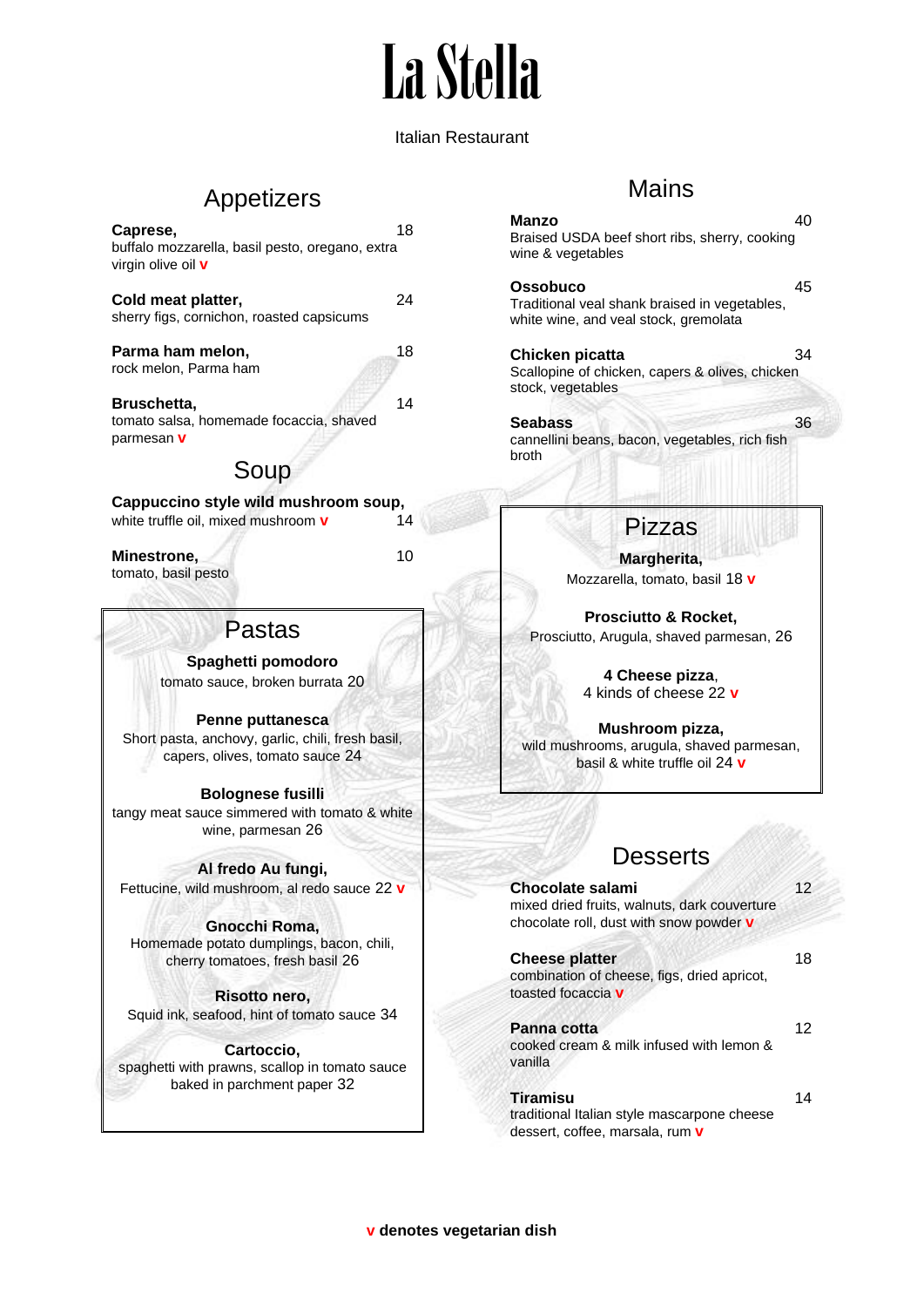# La Stella

Italian Restaurant

## Appetizers

**Caprese,** 18
buffalo mozzarella, basil pesto, oregano, extra virgin olive oil **v**

**Cold meat platter,** 24
sherry figs, cornichon, roasted capsicums

**Parma ham melon,** 18
rock melon, Parma ham

**Bruschetta,** 14
tomato salsa, homemade focaccia, shaved parmesan **v**

## Soup

**Cappuccino style wild mushroom soup,**
white truffle oil, mixed mushroom **v** 14

**Minestrone,** 10
tomato, basil pesto

## Pastas

**Spaghetti pomodoro**
tomato sauce, broken burrata 20

**Penne puttanesca**
Short pasta, anchovy, garlic, chili, fresh basil, capers, olives, tomato sauce 24

**Bolognese fusilli**
tangy meat sauce simmered with tomato & white wine, parmesan 26

**Al fredo Au fungi,**
Fettucine, wild mushroom, al redo sauce 22 **v**

**Gnocchi Roma,**
Homemade potato dumplings, bacon, chili, cherry tomatoes, fresh basil 26

**Risotto nero,**
Squid ink, seafood, hint of tomato sauce 34

**Cartoccio,**
spaghetti with prawns, scallop in tomato sauce baked in parchment paper 32

## Mains

**Manzo** 40
Braised USDA beef short ribs, sherry, cooking wine & vegetables

**Ossobuco** 45
Traditional veal shank braised in vegetables, white wine, and veal stock, gremolata

**Chicken picatta** 34
Scallopine of chicken, capers & olives, chicken stock, vegetables

**Seabass** 36
cannellini beans, bacon, vegetables, rich fish broth

## Pizzas

**Margherita,**
Mozzarella, tomato, basil 18 **v**

**Prosciutto & Rocket,**
Prosciutto, Arugula, shaved parmesan, 26

**4 Cheese pizza**,
4 kinds of cheese 22 **v**

**Mushroom pizza,**
wild mushrooms, arugula, shaved parmesan, basil & white truffle oil 24 **v**

## Desserts

**Chocolate salami** 12
mixed dried fruits, walnuts, dark couverture chocolate roll, dust with snow powder **v**

**Cheese platter** 18
combination of cheese, figs, dried apricot, toasted focaccia **v**

**Panna cotta** 12
cooked cream & milk infused with lemon & vanilla

**Tiramisu** 14
traditional Italian style mascarpone cheese dessert, coffee, marsala, rum **v**

**v denotes vegetarian dish**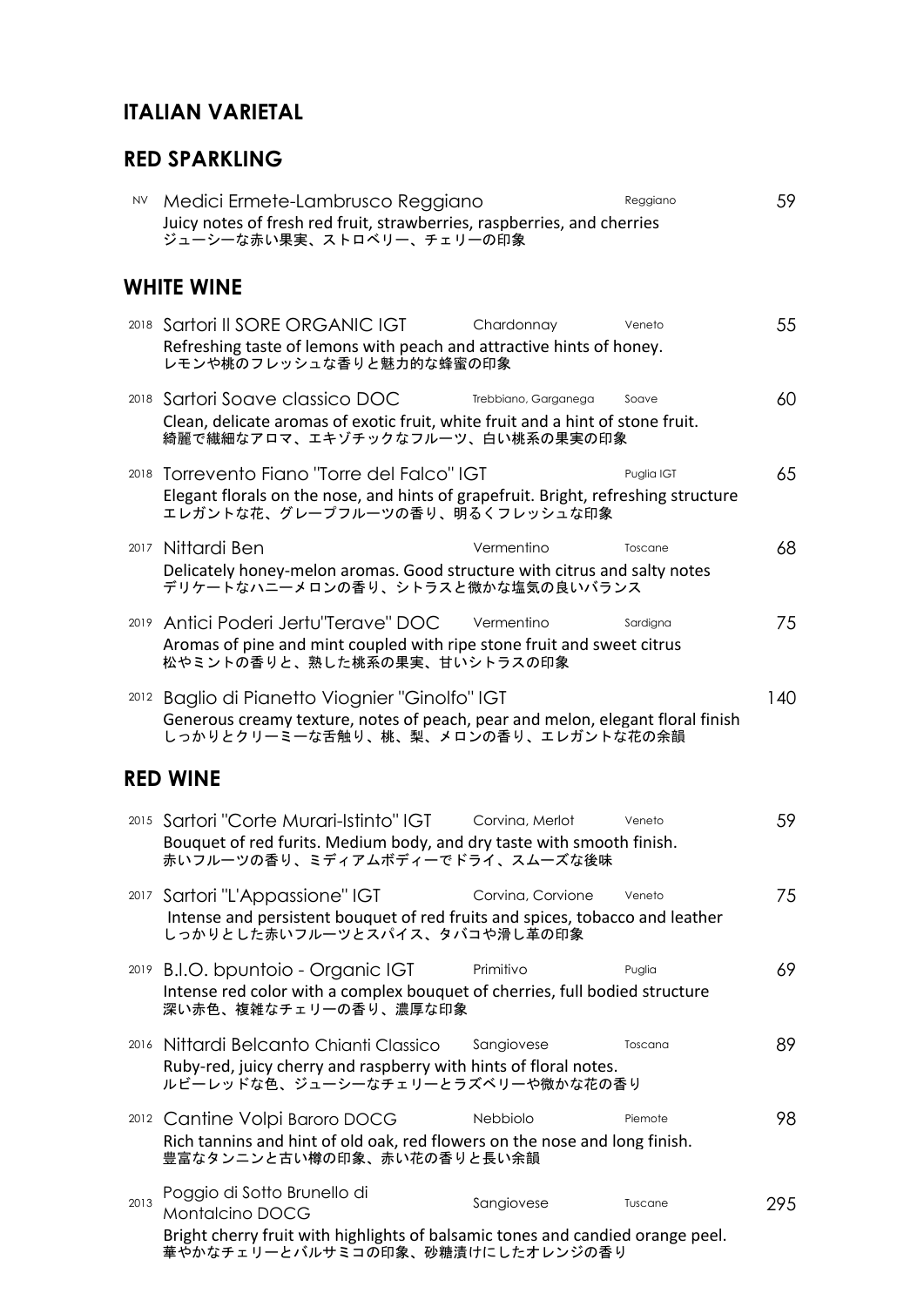## ITALIAN VARIETAL

### RED SPARKLING

NV Medici Ermete-Lambrusco Reggiano — Reggiano — 59
Juicy notes of fresh red fruit, strawberries, raspberries, and cherries
ジューシーな赤い果実、ストロベリー、チェリーの印象

### WHITE WINE

2018 Sartori Il SORE ORGANIC IGT — Chardonnay — Veneto — 55
Refreshing taste of lemons with peach and attractive hints of honey.
レモンや桃のフレッシュな香りと魅力的な蜂蜜の印象

2018 Sartori Soave classico DOC — Trebbiano, Garganega — Soave — 60
Clean, delicate aromas of exotic fruit, white fruit and a hint of stone fruit.
綺麗で繊細なアロマ、エキゾチックなフルーツ、白い桃系の果実の印象

2018 Torrevento Fiano "Torre del Falco" IGT — Puglia IGT — 65
Elegant florals on the nose, and hints of grapefruit. Bright, refreshing structure
エレガントな花、グレープフルーツの香り、明るくフレッシュな印象

2017 Nittardi Ben — Vermentino — Toscane — 68
Delicately honey-melon aromas. Good structure with citrus and salty notes
デリケートなハニーメロンの香り、シトラスと微かな塩気の良いバランス

2019 Antici Poderi Jertu"Terave" DOC — Vermentino — Sardigna — 75
Aromas of pine and mint coupled with ripe stone fruit and sweet citrus
松やミントの香りと、熟した桃系の果実、甘いシトラスの印象

2012 Baglio di Pianetto Viognier "Ginolfo" IGT — 140
Generous creamy texture, notes of peach, pear and melon, elegant floral finish
しっかりとクリーミーな舌触り、桃、梨、メロンの香り、エレガントな花の余韻

### RED WINE

2015 Sartori "Corte Murari-Istinto" IGT — Corvina, Merlot — Veneto — 59
Bouquet of red furits. Medium body, and dry taste with smooth finish.
赤いフルーツの香り、ミディアムボディーでドライ、スムーズな後味

2017 Sartori "L'Appassione" IGT — Corvina, Corvione — Veneto — 75
Intense and persistent bouquet of red fruits and spices, tobacco and leather
しっかりとした赤いフルーツとスパイス、タバコや滑し革の印象

2019 B.I.O. bpuntoio - Organic IGT — Primitivo — Puglia — 69
Intense red color with a complex bouquet of cherries, full bodied structure
深い赤色、複雑なチェリーの香り、濃厚な印象

2016 Nittardi Belcanto Chianti Classico — Sangiovese — Toscana — 89
Ruby-red, juicy cherry and raspberry with hints of floral notes.
ルビーレッドな色、ジューシーなチェリーとラズベリーや微かな花の香り

2012 Cantine Volpi Baroro DOCG — Nebbiolo — Piemote — 98
Rich tannins and hint of old oak, red flowers on the nose and long finish.
豊富なタンニンと古い樽の印象、赤い花の香りと長い余韻

2013 Poggio di Sotto Brunello di Montalcino DOCG — Sangiovese — Tuscane — 295
Bright cherry fruit with highlights of balsamic tones and candied orange peel.
華やかなチェリーとバルサミコの印象、砂糖漬けにしたオレンジの香り